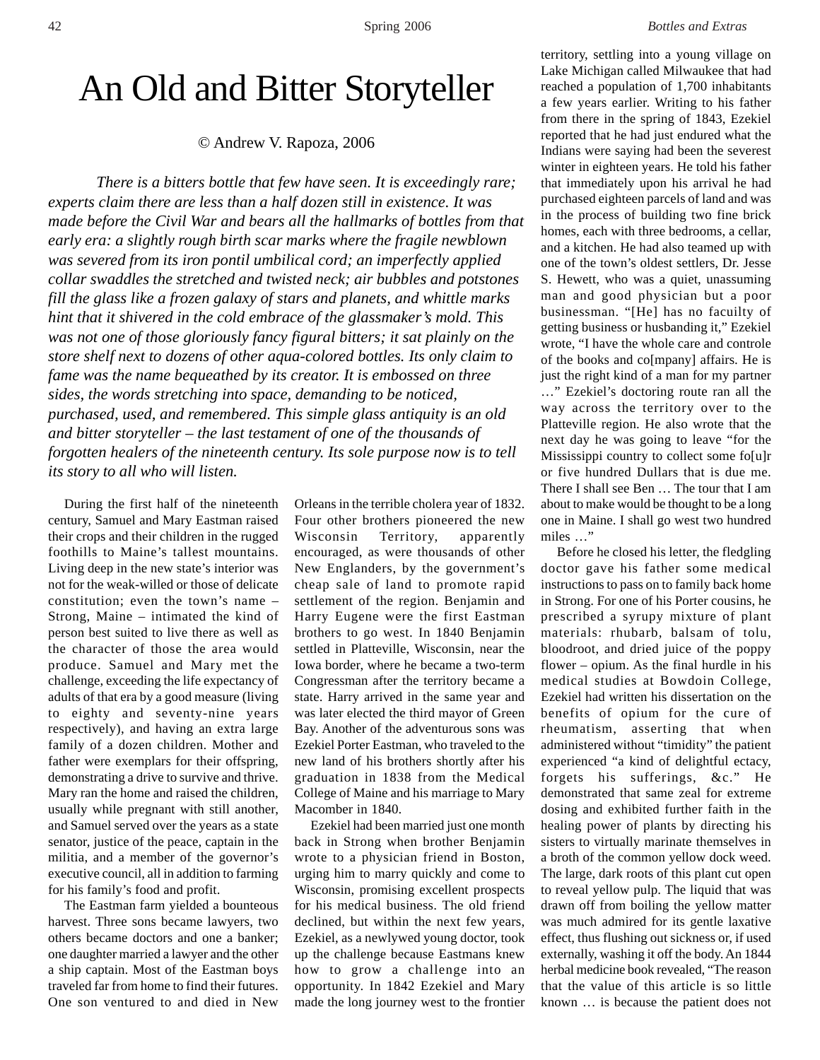# An Old and Bitter Storyteller

© Andrew V. Rapoza, 2006

*There is a bitters bottle that few have seen. It is exceedingly rare; experts claim there are less than a half dozen still in existence. It was made before the Civil War and bears all the hallmarks of bottles from that early era: a slightly rough birth scar marks where the fragile newblown was severed from its iron pontil umbilical cord; an imperfectly applied collar swaddles the stretched and twisted neck; air bubbles and potstones fill the glass like a frozen galaxy of stars and planets, and whittle marks hint that it shivered in the cold embrace of the glassmaker's mold. This was not one of those gloriously fancy figural bitters; it sat plainly on the store shelf next to dozens of other aqua-colored bottles. Its only claim to fame was the name bequeathed by its creator. It is embossed on three sides, the words stretching into space, demanding to be noticed, purchased, used, and remembered. This simple glass antiquity is an old and bitter storyteller – the last testament of one of the thousands of forgotten healers of the nineteenth century. Its sole purpose now is to tell its story to all who will listen.*

During the first half of the nineteenth century, Samuel and Mary Eastman raised their crops and their children in the rugged foothills to Maine's tallest mountains. Living deep in the new state's interior was not for the weak-willed or those of delicate constitution; even the town's name – Strong, Maine – intimated the kind of person best suited to live there as well as the character of those the area would produce. Samuel and Mary met the challenge, exceeding the life expectancy of adults of that era by a good measure (living to eighty and seventy-nine years respectively), and having an extra large family of a dozen children. Mother and father were exemplars for their offspring, demonstrating a drive to survive and thrive. Mary ran the home and raised the children, usually while pregnant with still another, and Samuel served over the years as a state senator, justice of the peace, captain in the militia, and a member of the governor's executive council, all in addition to farming for his family's food and profit.

The Eastman farm yielded a bounteous harvest. Three sons became lawyers, two others became doctors and one a banker; one daughter married a lawyer and the other a ship captain. Most of the Eastman boys traveled far from home to find their futures. One son ventured to and died in New Orleans in the terrible cholera year of 1832. Four other brothers pioneered the new Wisconsin Territory, apparently encouraged, as were thousands of other New Englanders, by the government's cheap sale of land to promote rapid settlement of the region. Benjamin and Harry Eugene were the first Eastman brothers to go west. In 1840 Benjamin settled in Platteville, Wisconsin, near the Iowa border, where he became a two-term Congressman after the territory became a state. Harry arrived in the same year and was later elected the third mayor of Green Bay. Another of the adventurous sons was Ezekiel Porter Eastman, who traveled to the new land of his brothers shortly after his graduation in 1838 from the Medical College of Maine and his marriage to Mary Macomber in 1840.

Ezekiel had been married just one month back in Strong when brother Benjamin wrote to a physician friend in Boston, urging him to marry quickly and come to Wisconsin, promising excellent prospects for his medical business. The old friend declined, but within the next few years, Ezekiel, as a newlywed young doctor, took up the challenge because Eastmans knew how to grow a challenge into an opportunity. In 1842 Ezekiel and Mary made the long journey west to the frontier territory, settling into a young village on Lake Michigan called Milwaukee that had reached a population of 1,700 inhabitants a few years earlier. Writing to his father from there in the spring of 1843, Ezekiel reported that he had just endured what the Indians were saying had been the severest winter in eighteen years. He told his father that immediately upon his arrival he had purchased eighteen parcels of land and was in the process of building two fine brick homes, each with three bedrooms, a cellar, and a kitchen. He had also teamed up with one of the town's oldest settlers, Dr. Jesse S. Hewett, who was a quiet, unassuming man and good physician but a poor businessman. "[He] has no facuilty of getting business or husbanding it," Ezekiel wrote, "I have the whole care and controle of the books and co[mpany] affairs. He is just the right kind of a man for my partner …" Ezekiel's doctoring route ran all the way across the territory over to the Platteville region. He also wrote that the next day he was going to leave "for the Mississippi country to collect some fo[u]r or five hundred Dullars that is due me. There I shall see Ben … The tour that I am about to make would be thought to be a long one in Maine. I shall go west two hundred miles …"

Before he closed his letter, the fledgling doctor gave his father some medical instructions to pass on to family back home in Strong. For one of his Porter cousins, he prescribed a syrupy mixture of plant materials: rhubarb, balsam of tolu, bloodroot, and dried juice of the poppy flower – opium. As the final hurdle in his medical studies at Bowdoin College, Ezekiel had written his dissertation on the benefits of opium for the cure of rheumatism, asserting that when administered without "timidity" the patient experienced "a kind of delightful ectacy, forgets his sufferings, &c." He demonstrated that same zeal for extreme dosing and exhibited further faith in the healing power of plants by directing his sisters to virtually marinate themselves in a broth of the common yellow dock weed. The large, dark roots of this plant cut open to reveal yellow pulp. The liquid that was drawn off from boiling the yellow matter was much admired for its gentle laxative effect, thus flushing out sickness or, if used externally, washing it off the body. An 1844 herbal medicine book revealed, "The reason that the value of this article is so little known … is because the patient does not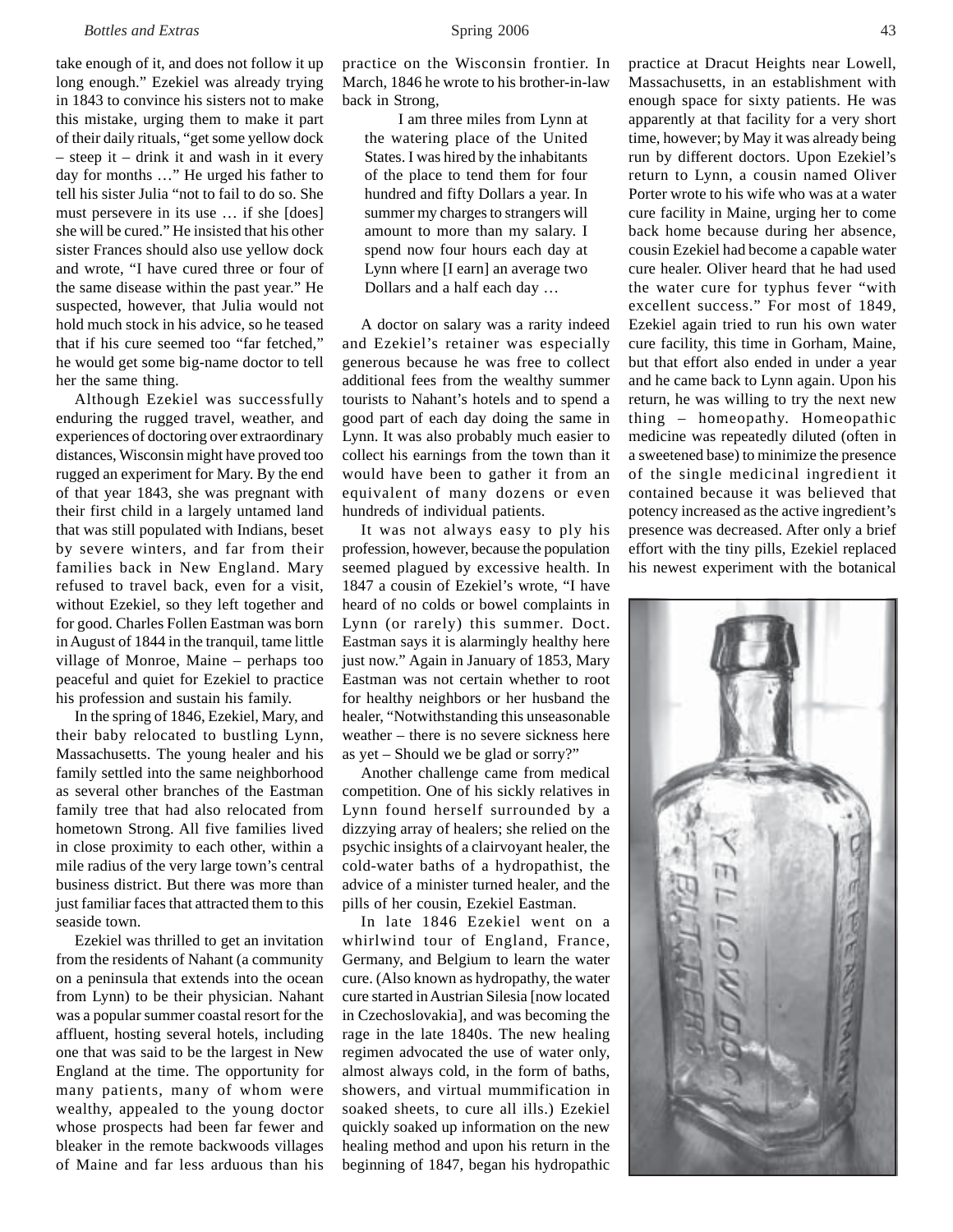take enough of it, and does not follow it up long enough." Ezekiel was already trying in 1843 to convince his sisters not to make this mistake, urging them to make it part of their daily rituals, "get some yellow dock – steep it – drink it and wash in it every day for months …" He urged his father to tell his sister Julia "not to fail to do so. She must persevere in its use … if she [does] she will be cured." He insisted that his other sister Frances should also use yellow dock and wrote, "I have cured three or four of the same disease within the past year." He suspected, however, that Julia would not hold much stock in his advice, so he teased that if his cure seemed too "far fetched," he would get some big-name doctor to tell her the same thing.

Although Ezekiel was successfully enduring the rugged travel, weather, and experiences of doctoring over extraordinary distances, Wisconsin might have proved too rugged an experiment for Mary. By the end of that year 1843, she was pregnant with their first child in a largely untamed land that was still populated with Indians, beset by severe winters, and far from their families back in New England. Mary refused to travel back, even for a visit, without Ezekiel, so they left together and for good. Charles Follen Eastman was born in August of 1844 in the tranquil, tame little village of Monroe, Maine – perhaps too peaceful and quiet for Ezekiel to practice his profession and sustain his family.

In the spring of 1846, Ezekiel, Mary, and their baby relocated to bustling Lynn, Massachusetts. The young healer and his family settled into the same neighborhood as several other branches of the Eastman family tree that had also relocated from hometown Strong. All five families lived in close proximity to each other, within a mile radius of the very large town's central business district. But there was more than just familiar faces that attracted them to this seaside town.

Ezekiel was thrilled to get an invitation from the residents of Nahant (a community on a peninsula that extends into the ocean from Lynn) to be their physician. Nahant was a popular summer coastal resort for the affluent, hosting several hotels, including one that was said to be the largest in New England at the time. The opportunity for many patients, many of whom were wealthy, appealed to the young doctor whose prospects had been far fewer and bleaker in the remote backwoods villages of Maine and far less arduous than his practice on the Wisconsin frontier. In March, 1846 he wrote to his brother-in-law back in Strong,

> I am three miles from Lynn at the watering place of the United States. I was hired by the inhabitants of the place to tend them for four hundred and fifty Dollars a year. In summer my charges to strangers will amount to more than my salary. I spend now four hours each day at Lynn where [I earn] an average two Dollars and a half each day …

A doctor on salary was a rarity indeed and Ezekiel's retainer was especially generous because he was free to collect additional fees from the wealthy summer tourists to Nahant's hotels and to spend a good part of each day doing the same in Lynn. It was also probably much easier to collect his earnings from the town than it would have been to gather it from an equivalent of many dozens or even hundreds of individual patients.

It was not always easy to ply his profession, however, because the population seemed plagued by excessive health. In 1847 a cousin of Ezekiel's wrote, "I have heard of no colds or bowel complaints in Lynn (or rarely) this summer. Doct. Eastman says it is alarmingly healthy here just now." Again in January of 1853, Mary Eastman was not certain whether to root for healthy neighbors or her husband the healer, "Notwithstanding this unseasonable weather – there is no severe sickness here as yet – Should we be glad or sorry?"

Another challenge came from medical competition. One of his sickly relatives in Lynn found herself surrounded by a dizzying array of healers; she relied on the psychic insights of a clairvoyant healer, the cold-water baths of a hydropathist, the advice of a minister turned healer, and the pills of her cousin, Ezekiel Eastman.

In late 1846 Ezekiel went on a whirlwind tour of England, France, Germany, and Belgium to learn the water cure. (Also known as hydropathy, the water cure started in Austrian Silesia [now located in Czechoslovakia], and was becoming the rage in the late 1840s. The new healing regimen advocated the use of water only, almost always cold, in the form of baths, showers, and virtual mummification in soaked sheets, to cure all ills.) Ezekiel quickly soaked up information on the new healing method and upon his return in the beginning of 1847, began his hydropathic practice at Dracut Heights near Lowell, Massachusetts, in an establishment with enough space for sixty patients. He was apparently at that facility for a very short time, however; by May it was already being run by different doctors. Upon Ezekiel's return to Lynn, a cousin named Oliver Porter wrote to his wife who was at a water cure facility in Maine, urging her to come back home because during her absence, cousin Ezekiel had become a capable water cure healer. Oliver heard that he had used the water cure for typhus fever "with excellent success." For most of 1849, Ezekiel again tried to run his own water cure facility, this time in Gorham, Maine, but that effort also ended in under a year and he came back to Lynn again. Upon his return, he was willing to try the next new thing – homeopathy. Homeopathic medicine was repeatedly diluted (often in a sweetened base) to minimize the presence of the single medicinal ingredient it contained because it was believed that potency increased as the active ingredient's presence was decreased. After only a brief effort with the tiny pills, Ezekiel replaced his newest experiment with the botanical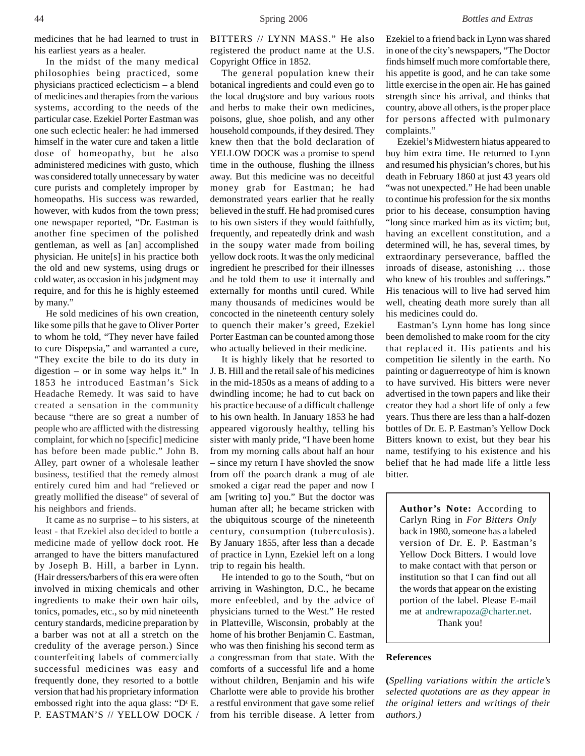medicines that he had learned to trust in his earliest years as a healer.

In the midst of the many medical philosophies being practiced, some physicians practiced eclecticism – a blend of medicines and therapies from the various systems, according to the needs of the particular case. Ezekiel Porter Eastman was one such eclectic healer: he had immersed himself in the water cure and taken a little dose of homeopathy, but he also administered medicines with gusto, which was considered totally unnecessary by water cure purists and completely improper by homeopaths. His success was rewarded, however, with kudos from the town press; one newspaper reported, "Dr. Eastman is another fine specimen of the polished gentleman, as well as [an] accomplished physician. He unite[s] in his practice both the old and new systems, using drugs or cold water, as occasion in his judgment may require, and for this he is highly esteemed by many."

He sold medicines of his own creation, like some pills that he gave to Oliver Porter to whom he told, "They never have failed to cure Dispepsia," and warranted a cure, "They excite the bile to do its duty in digestion – or in some way helps it." In 1853 he introduced Eastman's Sick Headache Remedy. It was said to have created a sensation in the community because "there are so great a number of people who are afflicted with the distressing complaint, for which no [specific] medicine has before been made public." John B. Alley, part owner of a wholesale leather business, testified that the remedy almost entirely cured him and had "relieved or greatly mollified the disease" of several of his neighbors and friends.

It came as no surprise – to his sisters, at least - that Ezekiel also decided to bottle a medicine made of yellow dock root. He arranged to have the bitters manufactured by Joseph B. Hill, a barber in Lynn. (Hair dressers/barbers of this era were often involved in mixing chemicals and other ingredients to make their own hair oils, tonics, pomades, etc., so by mid nineteenth century standards, medicine preparation by a barber was not at all a stretch on the credulity of the average person.) Since counterfeiting labels of commercially successful medicines was easy and frequently done, they resorted to a bottle version that had his proprietary information embossed right into the aqua glass: "D[r] E. P. EASTMAN'S // YELLOW DOCK / BITTERS // LYNN MASS." He also registered the product name at the U.S. Copyright Office in 1852.

The general population knew their botanical ingredients and could even go to the local drugstore and buy various roots and herbs to make their own medicines, poisons, glue, shoe polish, and any other household compounds, if they desired. They knew then that the bold declaration of YELLOW DOCK was a promise to spend time in the outhouse, flushing the illness away. But this medicine was no deceitful money grab for Eastman; he had demonstrated years earlier that he really believed in the stuff. He had promised cures to his own sisters if they would faithfully, frequently, and repeatedly drink and wash in the soupy water made from boiling yellow dock roots. It was the only medicinal ingredient he prescribed for their illnesses and he told them to use it internally and externally for months until cured. While many thousands of medicines would be concocted in the nineteenth century solely to quench their maker's greed, Ezekiel Porter Eastman can be counted among those who actually believed in their medicine.

It is highly likely that he resorted to J. B. Hill and the retail sale of his medicines in the mid-1850s as a means of adding to a dwindling income; he had to cut back on his practice because of a difficult challenge to his own health. In January 1853 he had appeared vigorously healthy, telling his sister with manly pride, "I have been home from my morning calls about half an hour – since my return I have shovled the snow from off the poarch drank a mug of ale smoked a cigar read the paper and now I am [writing to] you." But the doctor was human after all; he became stricken with the ubiquitous scourge of the nineteenth century, consumption (tuberculosis). By January 1855, after less than a decade of practice in Lynn, Ezekiel left on a long trip to regain his health.

He intended to go to the South, "but on arriving in Washington, D.C., he became more enfeebled, and by the advice of physicians turned to the West." He rested in Platteville, Wisconsin, probably at the home of his brother Benjamin C. Eastman, who was then finishing his second term as a congressman from that state. With the comforts of a successful life and a home without children, Benjamin and his wife Charlotte were able to provide his brother a restful environment that gave some relief from his terrible disease. A letter from Ezekiel to a friend back in Lynn was shared in one of the city's newspapers, "The Doctor finds himself much more comfortable there, his appetite is good, and he can take some little exercise in the open air. He has gained strength since his arrival, and thinks that country, above all others, is the proper place for persons affected with pulmonary complaints."

Ezekiel's Midwestern hiatus appeared to buy him extra time. He returned to Lynn and resumed his physician's chores, but his death in February 1860 at just 43 years old "was not unexpected." He had been unable to continue his profession for the six months prior to his decease, consumption having "long since marked him as its victim; but, having an excellent constitution, and a determined will, he has, several times, by extraordinary perseverance, baffled the inroads of disease, astonishing … those who knew of his troubles and sufferings." His tenacious will to live had served him well, cheating death more surely than all his medicines could do.

Eastman's Lynn home has long since been demolished to make room for the city that replaced it. His patients and his competition lie silently in the earth. No painting or daguerreotype of him is known to have survived. His bitters were never advertised in the town papers and like their creator they had a short life of only a few years. Thus there are less than a half-dozen bottles of Dr. E. P. Eastman's Yellow Dock Bitters known to exist, but they bear his name, testifying to his existence and his belief that he had made life a little less bitter.

**Author's Note:** According to Carlyn Ring in *For Bitters Only* back in 1980, someone has a labeled version of Dr. E. P. Eastman's Yellow Dock Bitters. I would love to make contact with that person or institution so that I can find out all the words that appear on the existing portion of the label. Please E-mail me at andrewrapoza@charter.net. Thank you!

**References**

**(***Spelling variations within the article's selected quotations are as they appear in the original letters and writings of their authors.)*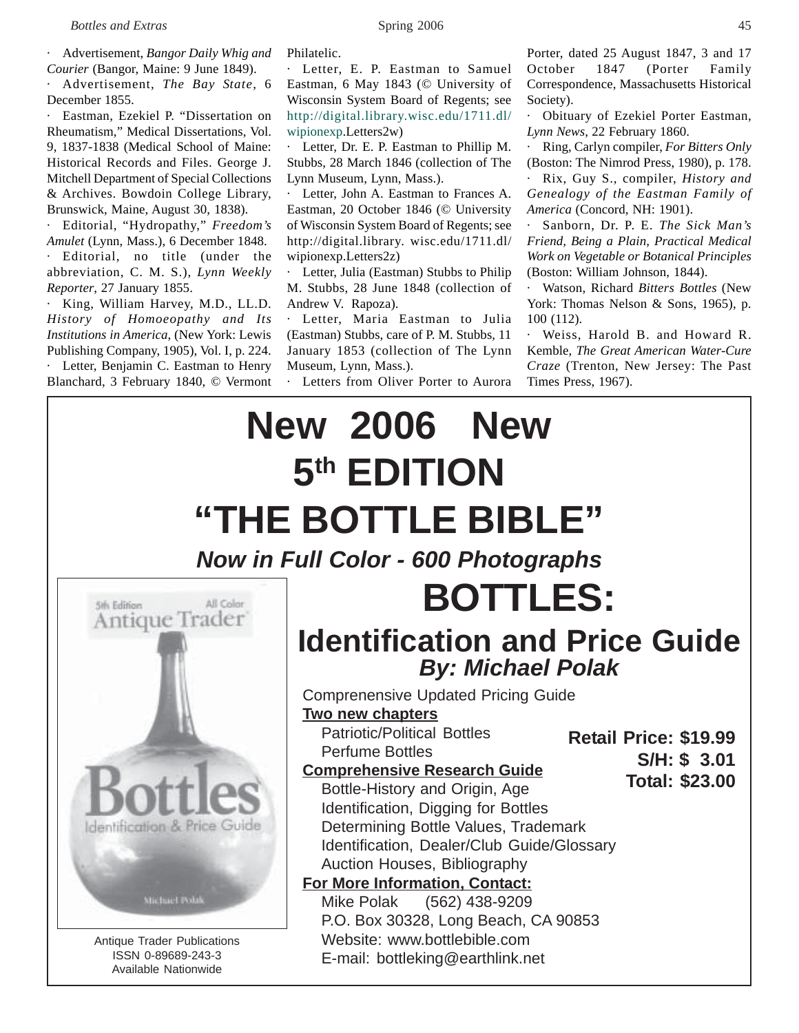- Advertisement, *Bangor Daily Whig and Courier* (Bangor, Maine: 9 June 1849).
- Advertisement, *The Bay State*, 6 December 1855.
- Eastman, Ezekiel P. "Dissertation on Rheumatism," Medical Dissertations, Vol. 9, 1837-1838 (Medical School of Maine: Historical Records and Files. George J. Mitchell Department of Special Collections & Archives. Bowdoin College Library, Brunswick, Maine, August 30, 1838).
- Editorial, "Hydropathy," *Freedom's Amulet* (Lynn, Mass.), 6 December 1848.
- Editorial, no title (under the abbreviation, C. M. S.), *Lynn Weekly Reporter*, 27 January 1855.
- King, William Harvey, M.D., LL.D. *History of Homoeopathy and Its Institutions in America*, (New York: Lewis Publishing Company, 1905), Vol. I, p. 224.
- Letter, Benjamin C. Eastman to Henry Blanchard, 3 February 1840, © Vermont Philatelic.
- Letter, E. P. Eastman to Samuel Eastman, 6 May 1843 (© University of Wisconsin System Board of Regents; see http://digital.library.wisc.edu/1711.dl/wipionexp.Letters2w)
- Letter, Dr. E. P. Eastman to Phillip M. Stubbs, 28 March 1846 (collection of The Lynn Museum, Lynn, Mass.).
- Letter, John A. Eastman to Frances A. Eastman, 20 October 1846 (© University of Wisconsin System Board of Regents; see http://digital.library. wisc.edu/1711.dl/wipionexp.Letters2z)
- Letter, Julia (Eastman) Stubbs to Philip M. Stubbs, 28 June 1848 (collection of Andrew V. Rapoza).
- Letter, Maria Eastman to Julia (Eastman) Stubbs, care of P. M. Stubbs, 11 January 1853 (collection of The Lynn Museum, Lynn, Mass.).
- Letters from Oliver Porter to Aurora Porter, dated 25 August 1847, 3 and 17 October 1847 (Porter Family Correspondence, Massachusetts Historical Society).
- Obituary of Ezekiel Porter Eastman, *Lynn News*, 22 February 1860.
- Ring, Carlyn compiler, *For Bitters Only* (Boston: The Nimrod Press, 1980), p. 178.
- Rix, Guy S., compiler, *History and Genealogy of the Eastman Family of America* (Concord, NH: 1901).
- Sanborn, Dr. P. E. *The Sick Man's Friend, Being a Plain, Practical Medical Work on Vegetable or Botanical Principles* (Boston: William Johnson, 1844).
- Watson, Richard *Bitters Bottles* (New York: Thomas Nelson & Sons, 1965), p. 100 (112).
- Weiss, Harold B. and Howard R. Kemble, *The Great American Water-Cure Craze* (Trenton, New Jersey: The Past Times Press, 1967).

# New 2006 New
# 5th EDITION
# "THE BOTTLE BIBLE"

***Now in Full Color - 600 Photographs***

5th Edition All Color
Antique Trader
Bottles
Identification & Price Guide
Michael Polak

Antique Trader Publications
ISSN 0-89689-243-3
Available Nationwide

## BOTTLES:
## Identification and Price Guide
***By: Michael Polak***

Comprenensive Updated Pricing Guide

**Two new chapters**
- Patriotic/Political Bottles
- Perfume Bottles

**Comprehensive Research Guide**
- Bottle-History and Origin, Age Identification, Digging for Bottles
- Determining Bottle Values, Trademark Identification, Dealer/Club Guide/Glossary
- Auction Houses, Bibliography

**Retail Price: $19.99**
**S/H: $ 3.01**
**Total: $23.00**

**For More Information, Contact:**
Mike Polak (562) 438-9209
P.O. Box 30328, Long Beach, CA 90853
Website: www.bottlebible.com
E-mail: bottleking@earthlink.net